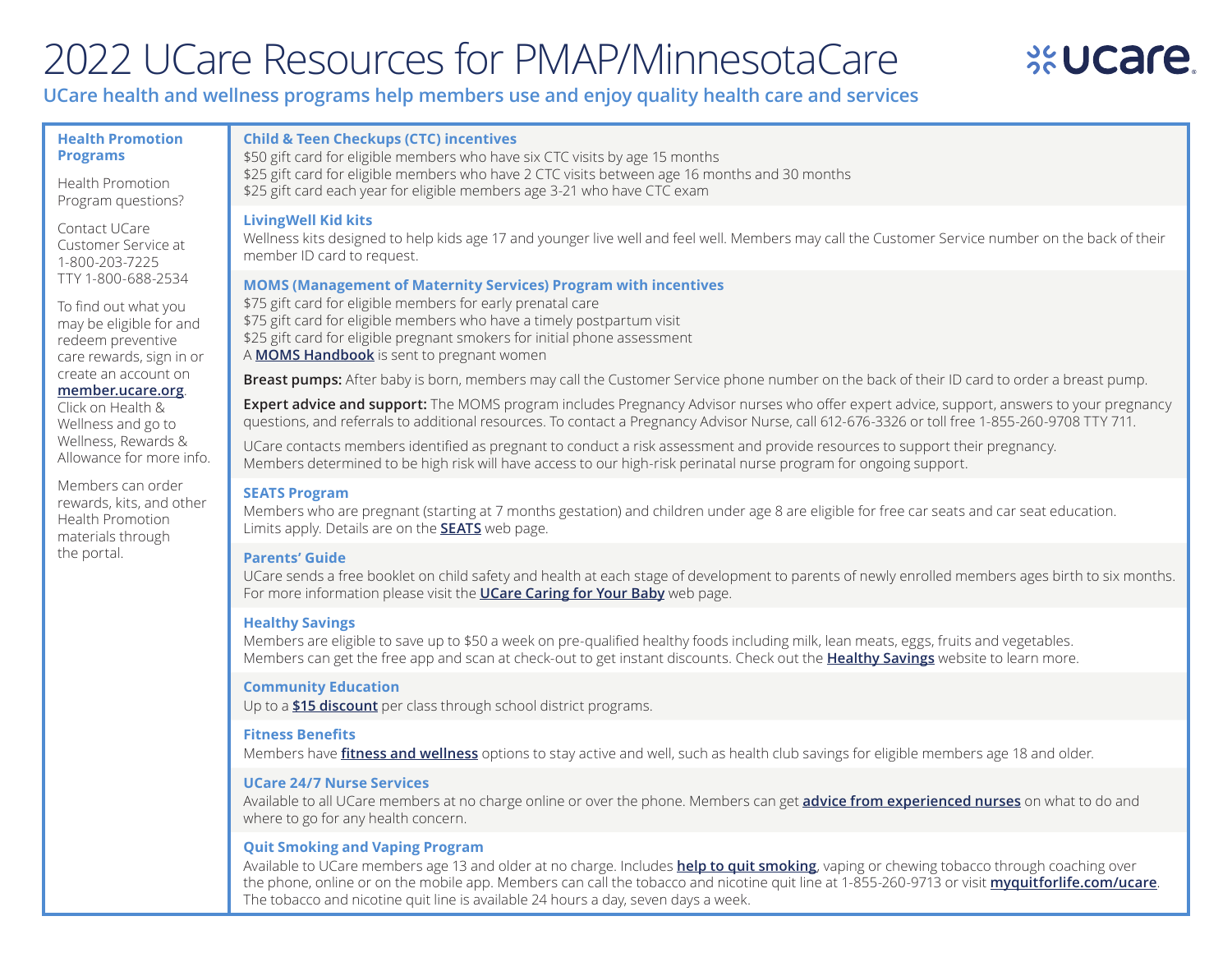# 2022 UCare Resources for PMAP/MinnesotaCare

**UCare health and wellness programs help members use and enjoy quality health care and services**

## Health Promotion Programs

Health Promotion Program questions?

Contact UCare Customer Service at 1-800-203-7225 TTY 1-800-688-2534

To find out what you may be eligible for and redeem preventive care rewards, sign in or create an account on **member.ucare.org**. Click on Health & Wellness and go to Wellness, Rewards & Allowance for more info.

Members can order rewards, kits, and other Health Promotion materials through the portal.

### Child & Teen Checkups (CTC) incentives

$50 gift card for eligible members who have six CTC visits by age 15 months
$25 gift card for eligible members who have 2 CTC visits between age 16 months and 30 months
$25 gift card each year for eligible members age 3-21 who have CTC exam

### LivingWell Kid kits

Wellness kits designed to help kids age 17 and younger live well and feel well. Members may call the Customer Service number on the back of their member ID card to request.

### MOMS (Management of Maternity Services) Program with incentives

$75 gift card for eligible members for early prenatal care
$75 gift card for eligible members who have a timely postpartum visit
$25 gift card for eligible pregnant smokers for initial phone assessment
A **MOMS Handbook** is sent to pregnant women

**Breast pumps:** After baby is born, members may call the Customer Service phone number on the back of their ID card to order a breast pump.

**Expert advice and support:** The MOMS program includes Pregnancy Advisor nurses who offer expert advice, support, answers to your pregnancy questions, and referrals to additional resources. To contact a Pregnancy Advisor Nurse, call 612-676-3326 or toll free 1-855-260-9708 TTY 711.

UCare contacts members identified as pregnant to conduct a risk assessment and provide resources to support their pregnancy.
Members determined to be high risk will have access to our high-risk perinatal nurse program for ongoing support.

### SEATS Program

Members who are pregnant (starting at 7 months gestation) and children under age 8 are eligible for free car seats and car seat education. Limits apply. Details are on the **SEATS** web page.

### Parents' Guide

UCare sends a free booklet on child safety and health at each stage of development to parents of newly enrolled members ages birth to six months. For more information please visit the **UCare Caring for Your Baby** web page.

### Healthy Savings

Members are eligible to save up to $50 a week on pre-qualified healthy foods including milk, lean meats, eggs, fruits and vegetables.
Members can get the free app and scan at check-out to get instant discounts. Check out the **Healthy Savings** website to learn more.

### Community Education

Up to a **$15 discount** per class through school district programs.

### Fitness Benefits

Members have **fitness and wellness** options to stay active and well, such as health club savings for eligible members age 18 and older.

### UCare 24/7 Nurse Services

Available to all UCare members at no charge online or over the phone. Members can get **advice from experienced nurses** on what to do and where to go for any health concern.

### Quit Smoking and Vaping Program

Available to UCare members age 13 and older at no charge. Includes **help to quit smoking**, vaping or chewing tobacco through coaching over the phone, online or on the mobile app. Members can call the tobacco and nicotine quit line at 1-855-260-9713 or visit **myquitforlife.com/ucare**. The tobacco and nicotine quit line is available 24 hours a day, seven days a week.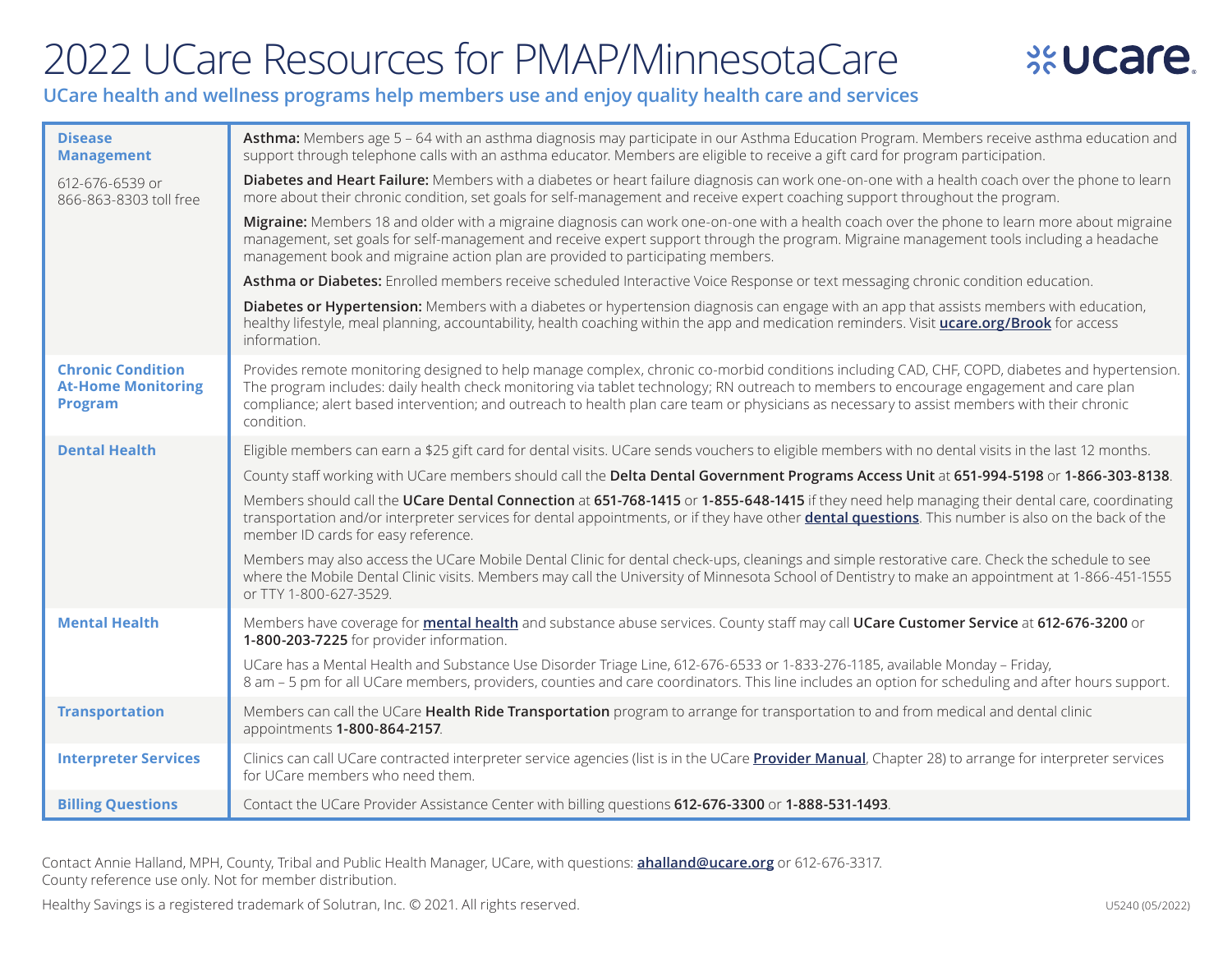# 2022 UCare Resources for PMAP/MinnesotaCare

**UCare health and wellness programs help members use and enjoy quality health care and services**

| | |
|---|---|
| **Disease Management**<br>612-676-6539 or<br>866-863-8303 toll free | **Asthma:** Members age 5 – 64 with an asthma diagnosis may participate in our Asthma Education Program. Members receive asthma education and support through telephone calls with an asthma educator. Members are eligible to receive a gift card for program participation.<br><br>**Diabetes and Heart Failure:** Members with a diabetes or heart failure diagnosis can work one-on-one with a health coach over the phone to learn more about their chronic condition, set goals for self-management and receive expert coaching support throughout the program.<br><br>**Migraine:** Members 18 and older with a migraine diagnosis can work one-on-one with a health coach over the phone to learn more about migraine management, set goals for self-management and receive expert support through the program. Migraine management tools including a headache management book and migraine action plan are provided to participating members.<br><br>**Asthma or Diabetes:** Enrolled members receive scheduled Interactive Voice Response or text messaging chronic condition education.<br><br>**Diabetes or Hypertension:** Members with a diabetes or hypertension diagnosis can engage with an app that assists members with education, healthy lifestyle, meal planning, accountability, health coaching within the app and medication reminders. Visit **ucare.org/Brook** for access information. |
| **Chronic Condition At-Home Monitoring Program** | Provides remote monitoring designed to help manage complex, chronic co-morbid conditions including CAD, CHF, COPD, diabetes and hypertension. The program includes: daily health check monitoring via tablet technology; RN outreach to members to encourage engagement and care plan compliance; alert based intervention; and outreach to health plan care team or physicians as necessary to assist members with their chronic condition. |
| **Dental Health** | Eligible members can earn a $25 gift card for dental visits. UCare sends vouchers to eligible members with no dental visits in the last 12 months.<br><br>County staff working with UCare members should call the **Delta Dental Government Programs Access Unit** at **651-994-5198** or **1-866-303-8138**.<br><br>Members should call the **UCare Dental Connection** at **651-768-1415** or **1-855-648-1415** if they need help managing their dental care, coordinating transportation and/or interpreter services for dental appointments, or if they have other **dental questions**. This number is also on the back of the member ID cards for easy reference.<br><br>Members may also access the UCare Mobile Dental Clinic for dental check-ups, cleanings and simple restorative care. Check the schedule to see where the Mobile Dental Clinic visits. Members may call the University of Minnesota School of Dentistry to make an appointment at 1-866-451-1555 or TTY 1-800-627-3529. |
| **Mental Health** | Members have coverage for **mental health** and substance abuse services. County staff may call **UCare Customer Service** at **612-676-3200** or **1-800-203-7225** for provider information.<br><br>UCare has a Mental Health and Substance Use Disorder Triage Line, 612-676-6533 or 1-833-276-1185, available Monday – Friday, 8 am – 5 pm for all UCare members, providers, counties and care coordinators. This line includes an option for scheduling and after hours support. |
| **Transportation** | Members can call the UCare **Health Ride Transportation** program to arrange for transportation to and from medical and dental clinic appointments **1-800-864-2157**. |
| **Interpreter Services** | Clinics can call UCare contracted interpreter service agencies (list is in the UCare **Provider Manual**, Chapter 28) to arrange for interpreter services for UCare members who need them. |
| **Billing Questions** | Contact the UCare Provider Assistance Center with billing questions **612-676-3300** or **1-888-531-1493**. |

Contact Annie Halland, MPH, County, Tribal and Public Health Manager, UCare, with questions: **ahalland@ucare.org** or 612-676-3317.
County reference use only. Not for member distribution.

Healthy Savings is a registered trademark of Solutran, Inc. © 2021. All rights reserved.

U5240 (05/2022)